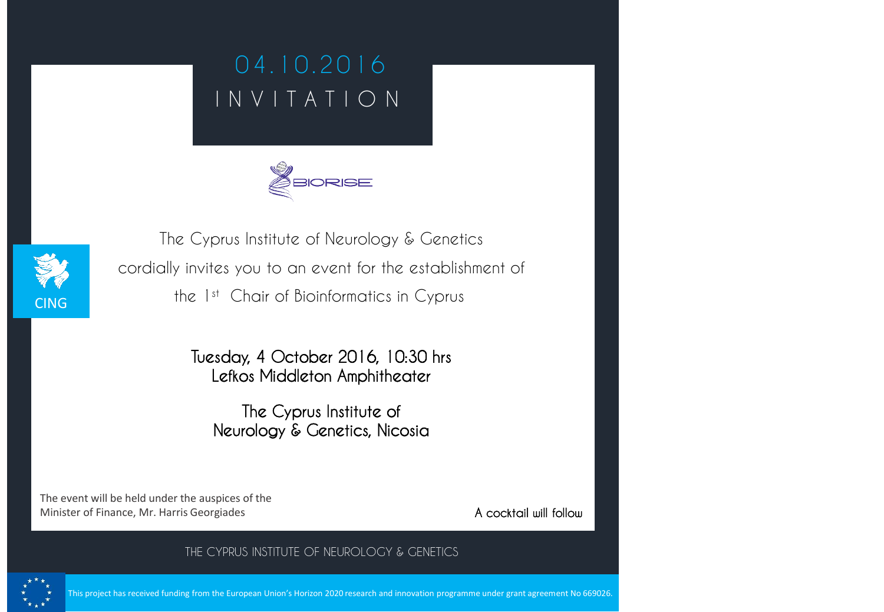04.10.2016

# INVITATION

BIORISE

CING

The Cyprus Institute of Neurology & Genetics cordially invites you to an event for the establishment of the 1st Chair of Bioinformatics in Cyprus

**Tuesday, 4 October 2016, 10:30 hrs**
**Lefkos Middleton Amphitheater**

**The Cyprus Institute of Neurology & Genetics, Nicosia**

The event will be held under the auspices of the Minister of Finance, Mr. Harris Georgiades

A cocktail will follow

THE CYPRUS INSTITUTE OF NEUROLOGY & GENETICS

This project has received funding from the European Union's Horizon 2020 research and innovation programme under grant agreement No 669026.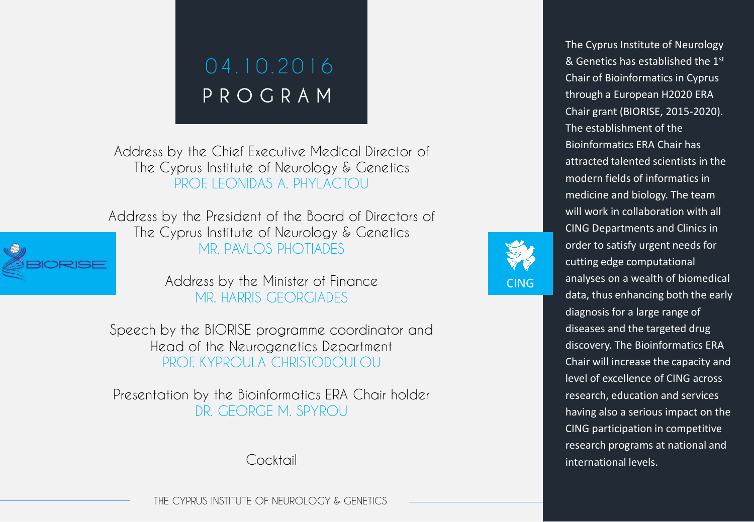# 04.10.2016
# PROGRAM

Address by the Chief Executive Medical Director of The Cyprus Institute of Neurology & Genetics
PROF. LEONIDAS A. PHYLACTOU

Address by the President of the Board of Directors of The Cyprus Institute of Neurology & Genetics
MR. PAVLOS PHOTIADES

Address by the Minister of Finance
MR. HARRIS GEORGIADES

Speech by the BIORISE programme coordinator and Head of the Neurogenetics Department
PROF. KYPROULA CHRISTODOULOU

Presentation by the Bioinformatics ERA Chair holder
DR. GEORGE M. SPYROU

Cocktail

BIORISE

CING

The Cyprus Institute of Neurology & Genetics has established the 1st Chair of Bioinformatics in Cyprus through a European H2020 ERA Chair grant (BIORISE, 2015-2020). The establishment of the Bioinformatics ERA Chair has attracted talented scientists in the modern fields of informatics in medicine and biology. The team will work in collaboration with all CING Departments and Clinics in order to satisfy urgent needs for cutting edge computational analyses on a wealth of biomedical data, thus enhancing both the early diagnosis for a large range of diseases and the targeted drug discovery. The Bioinformatics ERA Chair will increase the capacity and level of excellence of CING across research, education and services having also a serious impact on the CING participation in competitive research programs at national and international levels.

THE CYPRUS INSTITUTE OF NEUROLOGY & GENETICS